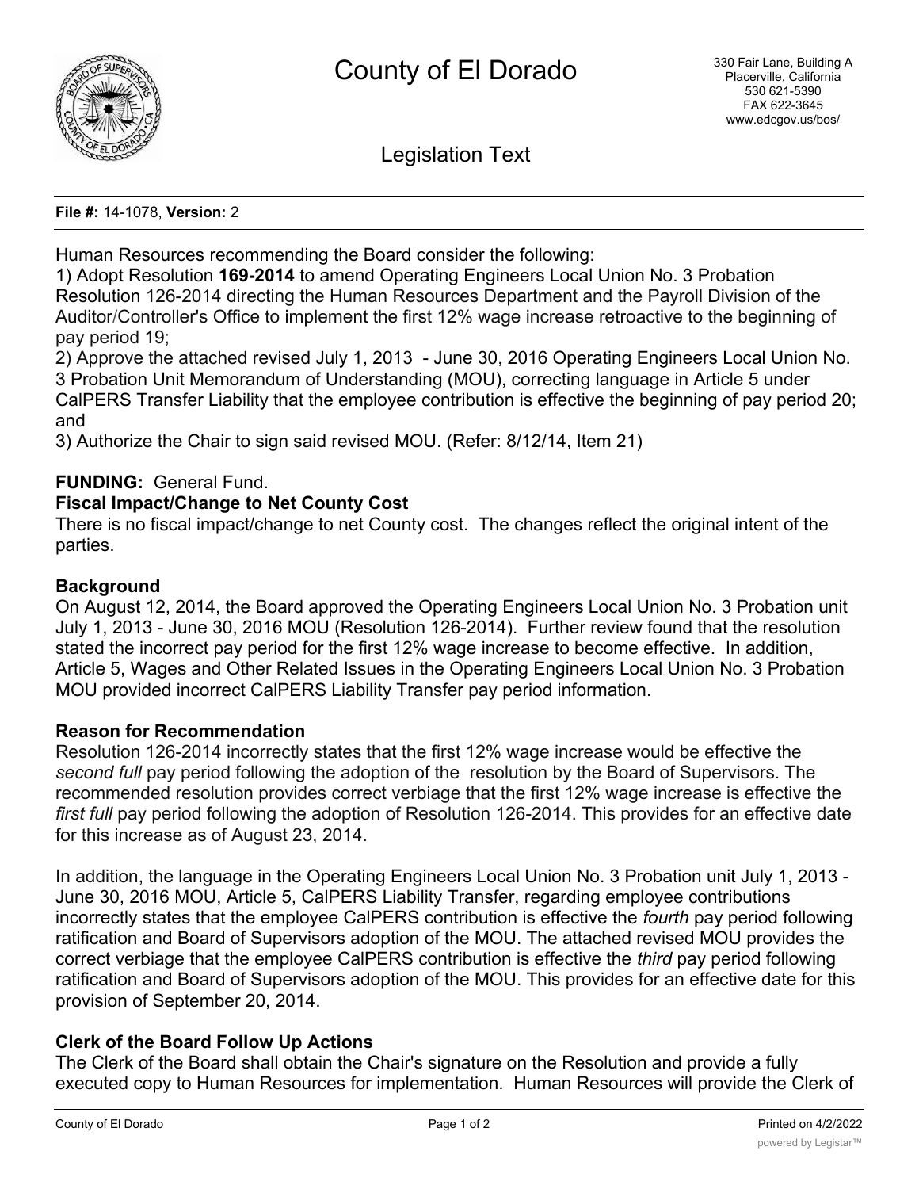# County of El Dorado

330 Fair Lane, Building A
Placerville, California
530 621-5390
FAX 622-3645
www.edcgov.us/bos/

## Legislation Text

**File #:** 14-1078, **Version:** 2

Human Resources recommending the Board consider the following:
1) Adopt Resolution **169-2014** to amend Operating Engineers Local Union No. 3 Probation Resolution 126-2014 directing the Human Resources Department and the Payroll Division of the Auditor/Controller's Office to implement the first 12% wage increase retroactive to the beginning of pay period 19;
2) Approve the attached revised July 1, 2013 - June 30, 2016 Operating Engineers Local Union No. 3 Probation Unit Memorandum of Understanding (MOU), correcting language in Article 5 under CalPERS Transfer Liability that the employee contribution is effective the beginning of pay period 20; and
3) Authorize the Chair to sign said revised MOU. (Refer: 8/12/14, Item 21)

**FUNDING:** General Fund.

**Fiscal Impact/Change to Net County Cost**

There is no fiscal impact/change to net County cost. The changes reflect the original intent of the parties.

**Background**

On August 12, 2014, the Board approved the Operating Engineers Local Union No. 3 Probation unit July 1, 2013 - June 30, 2016 MOU (Resolution 126-2014). Further review found that the resolution stated the incorrect pay period for the first 12% wage increase to become effective. In addition, Article 5, Wages and Other Related Issues in the Operating Engineers Local Union No. 3 Probation MOU provided incorrect CalPERS Liability Transfer pay period information.

**Reason for Recommendation**

Resolution 126-2014 incorrectly states that the first 12% wage increase would be effective the *second full* pay period following the adoption of the resolution by the Board of Supervisors. The recommended resolution provides correct verbiage that the first 12% wage increase is effective the *first full* pay period following the adoption of Resolution 126-2014. This provides for an effective date for this increase as of August 23, 2014.

In addition, the language in the Operating Engineers Local Union No. 3 Probation unit July 1, 2013 - June 30, 2016 MOU, Article 5, CalPERS Liability Transfer, regarding employee contributions incorrectly states that the employee CalPERS contribution is effective the *fourth* pay period following ratification and Board of Supervisors adoption of the MOU. The attached revised MOU provides the correct verbiage that the employee CalPERS contribution is effective the *third* pay period following ratification and Board of Supervisors adoption of the MOU. This provides for an effective date for this provision of September 20, 2014.

**Clerk of the Board Follow Up Actions**

The Clerk of the Board shall obtain the Chair's signature on the Resolution and provide a fully executed copy to Human Resources for implementation. Human Resources will provide the Clerk of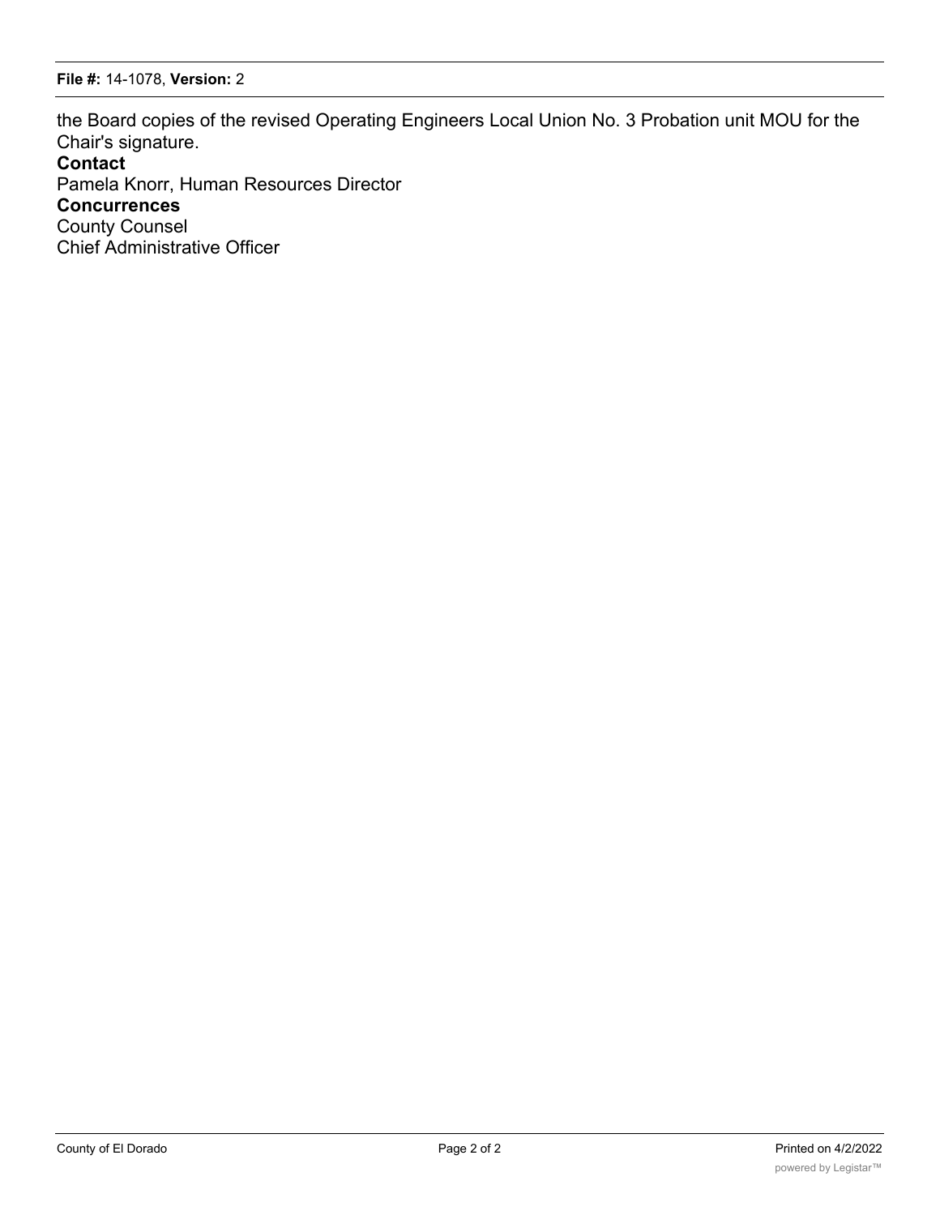the Board copies of the revised Operating Engineers Local Union No. 3 Probation unit MOU for the Chair's signature.

**Contact**

Pamela Knorr, Human Resources Director

**Concurrences**

County Counsel

Chief Administrative Officer